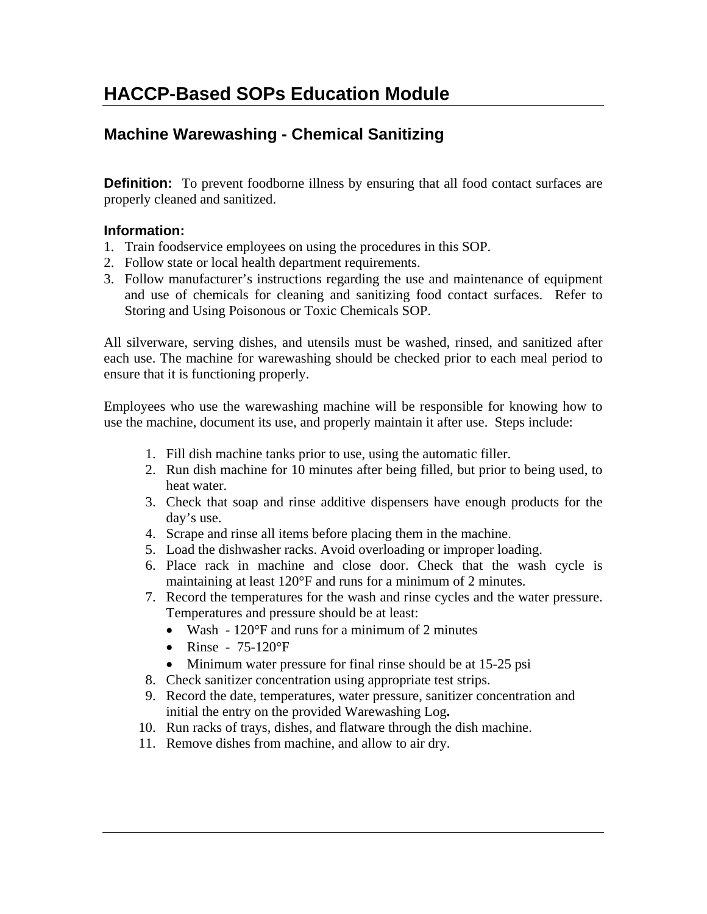# HACCP-Based SOPs Education Module

## Machine Warewashing - Chemical Sanitizing

**Definition:** To prevent foodborne illness by ensuring that all food contact surfaces are properly cleaned and sanitized.

**Information:**

1. Train foodservice employees on using the procedures in this SOP.
2. Follow state or local health department requirements.
3. Follow manufacturer's instructions regarding the use and maintenance of equipment and use of chemicals for cleaning and sanitizing food contact surfaces. Refer to Storing and Using Poisonous or Toxic Chemicals SOP.

All silverware, serving dishes, and utensils must be washed, rinsed, and sanitized after each use. The machine for warewashing should be checked prior to each meal period to ensure that it is functioning properly.

Employees who use the warewashing machine will be responsible for knowing how to use the machine, document its use, and properly maintain it after use. Steps include:

1. Fill dish machine tanks prior to use, using the automatic filler.
2. Run dish machine for 10 minutes after being filled, but prior to being used, to heat water.
3. Check that soap and rinse additive dispensers have enough products for the day's use.
4. Scrape and rinse all items before placing them in the machine.
5. Load the dishwasher racks. Avoid overloading or improper loading.
6. Place rack in machine and close door. Check that the wash cycle is maintaining at least 120°F and runs for a minimum of 2 minutes.
7. Record the temperatures for the wash and rinse cycles and the water pressure. Temperatures and pressure should be at least:
   - Wash - 120°F and runs for a minimum of 2 minutes
   - Rinse - 75-120°F
   - Minimum water pressure for final rinse should be at 15-25 psi
8. Check sanitizer concentration using appropriate test strips.
9. Record the date, temperatures, water pressure, sanitizer concentration and initial the entry on the provided Warewashing Log**.**
10. Run racks of trays, dishes, and flatware through the dish machine.
11. Remove dishes from machine, and allow to air dry.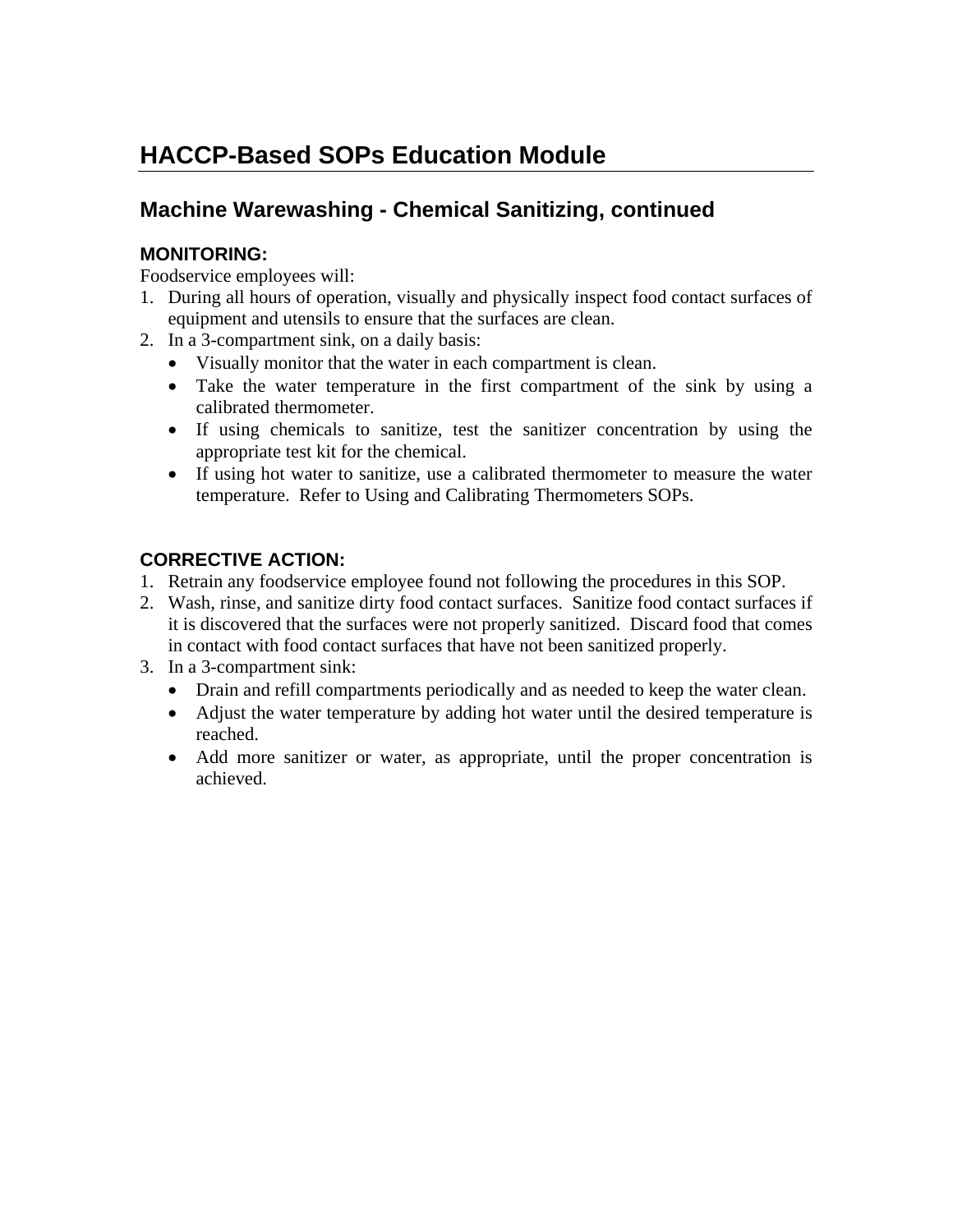# HACCP-Based SOPs Education Module

## Machine Warewashing - Chemical Sanitizing, continued

### MONITORING:

Foodservice employees will:

1. During all hours of operation, visually and physically inspect food contact surfaces of equipment and utensils to ensure that the surfaces are clean.
2. In a 3-compartment sink, on a daily basis:
   - Visually monitor that the water in each compartment is clean.
   - Take the water temperature in the first compartment of the sink by using a calibrated thermometer.
   - If using chemicals to sanitize, test the sanitizer concentration by using the appropriate test kit for the chemical.
   - If using hot water to sanitize, use a calibrated thermometer to measure the water temperature. Refer to Using and Calibrating Thermometers SOPs.

### CORRECTIVE ACTION:

1. Retrain any foodservice employee found not following the procedures in this SOP.
2. Wash, rinse, and sanitize dirty food contact surfaces. Sanitize food contact surfaces if it is discovered that the surfaces were not properly sanitized. Discard food that comes in contact with food contact surfaces that have not been sanitized properly.
3. In a 3-compartment sink:
   - Drain and refill compartments periodically and as needed to keep the water clean.
   - Adjust the water temperature by adding hot water until the desired temperature is reached.
   - Add more sanitizer or water, as appropriate, until the proper concentration is achieved.